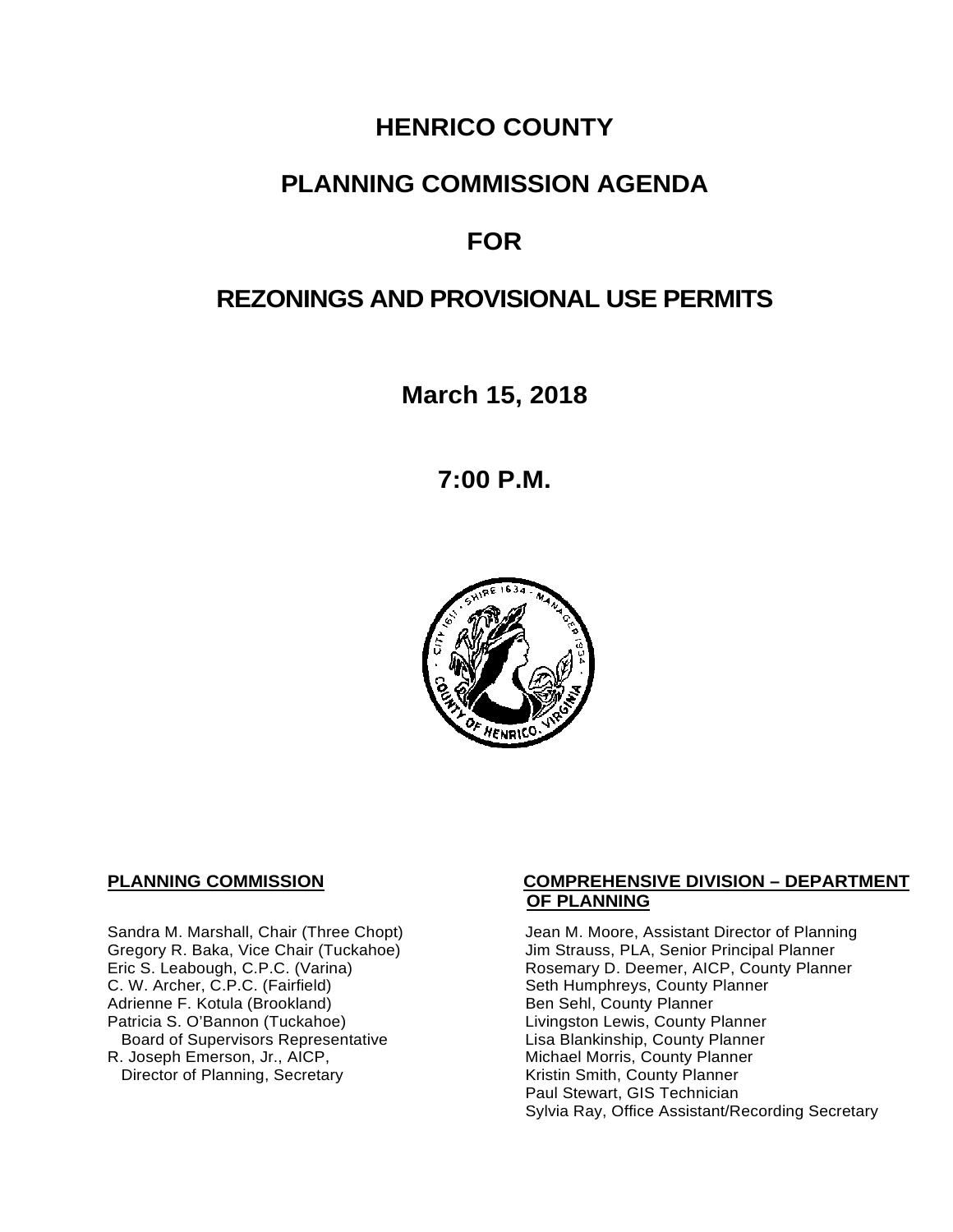# HENRICO COUNTY

# PLANNING COMMISSION AGENDA

# FOR

# REZONINGS AND PROVISIONAL USE PERMITS

**March 15, 2018**

**7:00 P.M.**

**PLANNING COMMISSION**

Sandra M. Marshall, Chair (Three Chopt)
Gregory R. Baka, Vice Chair (Tuckahoe)
Eric S. Leabough, C.P.C. (Varina)
C. W. Archer, C.P.C. (Fairfield)
Adrienne F. Kotula (Brookland)
Patricia S. O'Bannon (Tuckahoe)
Board of Supervisors Representative
R. Joseph Emerson, Jr., AICP,
Director of Planning, Secretary

**COMPREHENSIVE DIVISION – DEPARTMENT OF PLANNING**

Jean M. Moore, Assistant Director of Planning
Jim Strauss, PLA, Senior Principal Planner
Rosemary D. Deemer, AICP, County Planner
Seth Humphreys, County Planner
Ben Sehl, County Planner
Livingston Lewis, County Planner
Lisa Blankinship, County Planner
Michael Morris, County Planner
Kristin Smith, County Planner
Paul Stewart, GIS Technician
Sylvia Ray, Office Assistant/Recording Secretary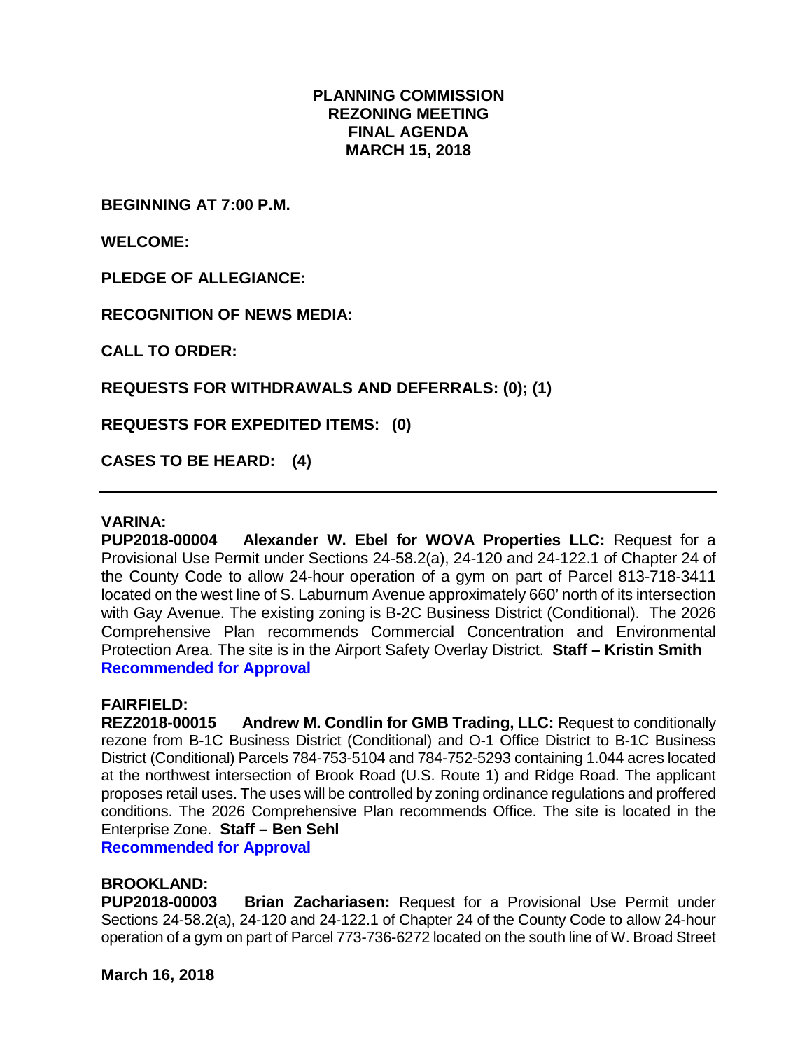# PLANNING COMMISSION
# REZONING MEETING
# FINAL AGENDA
# MARCH 15, 2018

**BEGINNING AT 7:00 P.M.**

**WELCOME:**

**PLEDGE OF ALLEGIANCE:**

**RECOGNITION OF NEWS MEDIA:**

**CALL TO ORDER:**

**REQUESTS FOR WITHDRAWALS AND DEFERRALS: (0); (1)**

**REQUESTS FOR EXPEDITED ITEMS: (0)**

**CASES TO BE HEARD: (4)**

---

**VARINA:**

**PUP2018-00004 Alexander W. Ebel for WOVA Properties LLC:** Request for a Provisional Use Permit under Sections 24-58.2(a), 24-120 and 24-122.1 of Chapter 24 of the County Code to allow 24-hour operation of a gym on part of Parcel 813-718-3411 located on the west line of S. Laburnum Avenue approximately 660' north of its intersection with Gay Avenue. The existing zoning is B-2C Business District (Conditional). The 2026 Comprehensive Plan recommends Commercial Concentration and Environmental Protection Area. The site is in the Airport Safety Overlay District. **Staff – Kristin Smith**
**Recommended for Approval**

**FAIRFIELD:**

**REZ2018-00015 Andrew M. Condlin for GMB Trading, LLC:** Request to conditionally rezone from B-1C Business District (Conditional) and O-1 Office District to B-1C Business District (Conditional) Parcels 784-753-5104 and 784-752-5293 containing 1.044 acres located at the northwest intersection of Brook Road (U.S. Route 1) and Ridge Road. The applicant proposes retail uses. The uses will be controlled by zoning ordinance regulations and proffered conditions. The 2026 Comprehensive Plan recommends Office. The site is located in the Enterprise Zone. **Staff – Ben Sehl**
**Recommended for Approval**

**BROOKLAND:**

**PUP2018-00003 Brian Zachariasen:** Request for a Provisional Use Permit under Sections 24-58.2(a), 24-120 and 24-122.1 of Chapter 24 of the County Code to allow 24-hour operation of a gym on part of Parcel 773-736-6272 located on the south line of W. Broad Street

**March 16, 2018**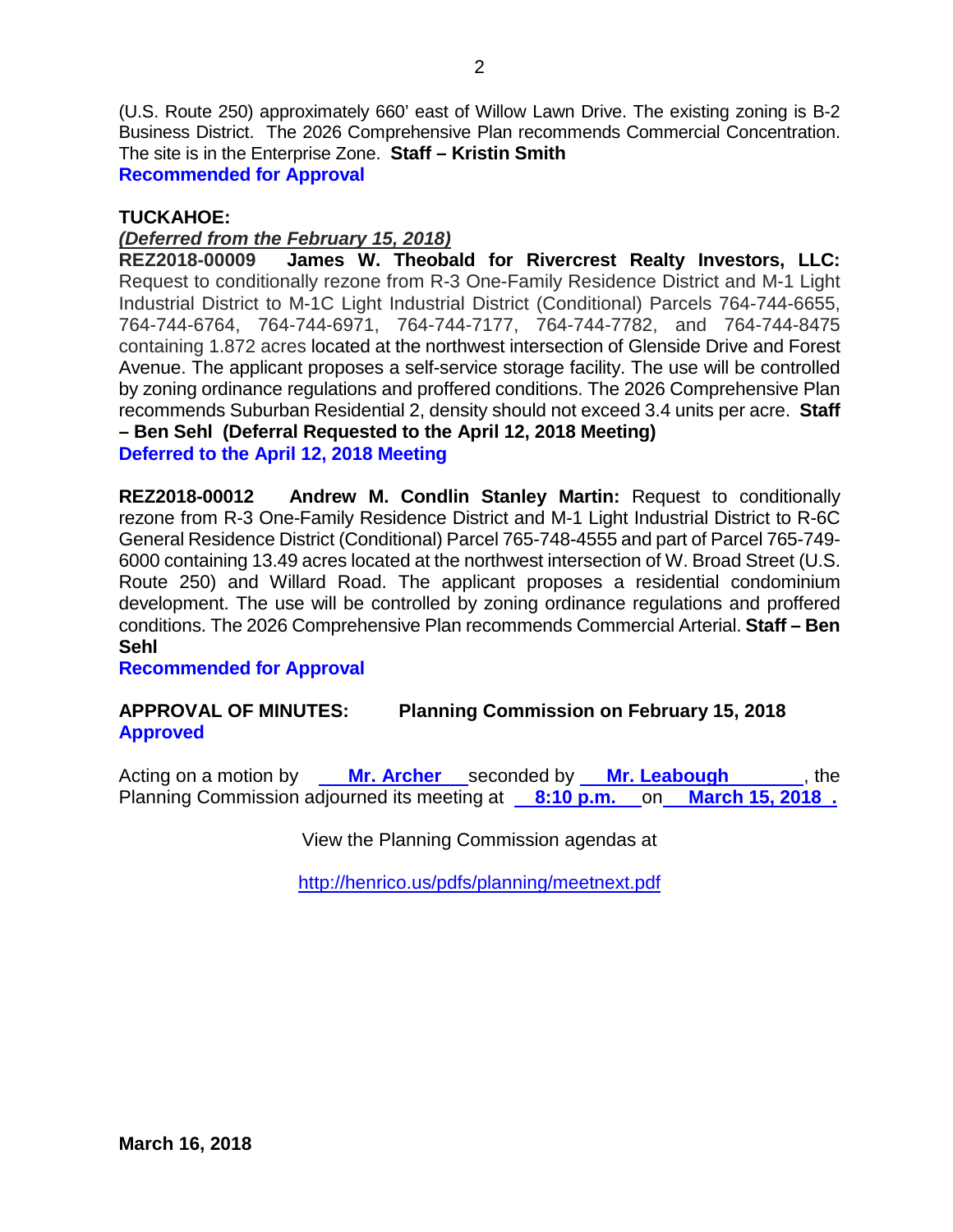(U.S. Route 250) approximately 660' east of Willow Lawn Drive. The existing zoning is B-2 Business District. The 2026 Comprehensive Plan recommends Commercial Concentration. The site is in the Enterprise Zone. **Staff – Kristin Smith**
**Recommended for Approval**

**TUCKAHOE:**

***(Deferred from the February 15, 2018)***
**REZ2018-00009 James W. Theobald for Rivercrest Realty Investors, LLC:** Request to conditionally rezone from R-3 One-Family Residence District and M-1 Light Industrial District to M-1C Light Industrial District (Conditional) Parcels 764-744-6655, 764-744-6764, 764-744-6971, 764-744-7177, 764-744-7782, and 764-744-8475 containing 1.872 acres located at the northwest intersection of Glenside Drive and Forest Avenue. The applicant proposes a self-service storage facility. The use will be controlled by zoning ordinance regulations and proffered conditions. The 2026 Comprehensive Plan recommends Suburban Residential 2, density should not exceed 3.4 units per acre. **Staff – Ben Sehl (Deferral Requested to the April 12, 2018 Meeting)**
**Deferred to the April 12, 2018 Meeting**

**REZ2018-00012 Andrew M. Condlin Stanley Martin:** Request to conditionally rezone from R-3 One-Family Residence District and M-1 Light Industrial District to R-6C General Residence District (Conditional) Parcel 765-748-4555 and part of Parcel 765-749-6000 containing 13.49 acres located at the northwest intersection of W. Broad Street (U.S. Route 250) and Willard Road. The applicant proposes a residential condominium development. The use will be controlled by zoning ordinance regulations and proffered conditions. The 2026 Comprehensive Plan recommends Commercial Arterial. **Staff – Ben Sehl**
**Recommended for Approval**

**APPROVAL OF MINUTES: Planning Commission on February 15, 2018**
**Approved**

Acting on a motion by **Mr. Archer** seconded by **Mr. Leabough**, the Planning Commission adjourned its meeting at **8:10 p.m.** on **March 15, 2018.**

View the Planning Commission agendas at

http://henrico.us/pdfs/planning/meetnext.pdf

**March 16, 2018**